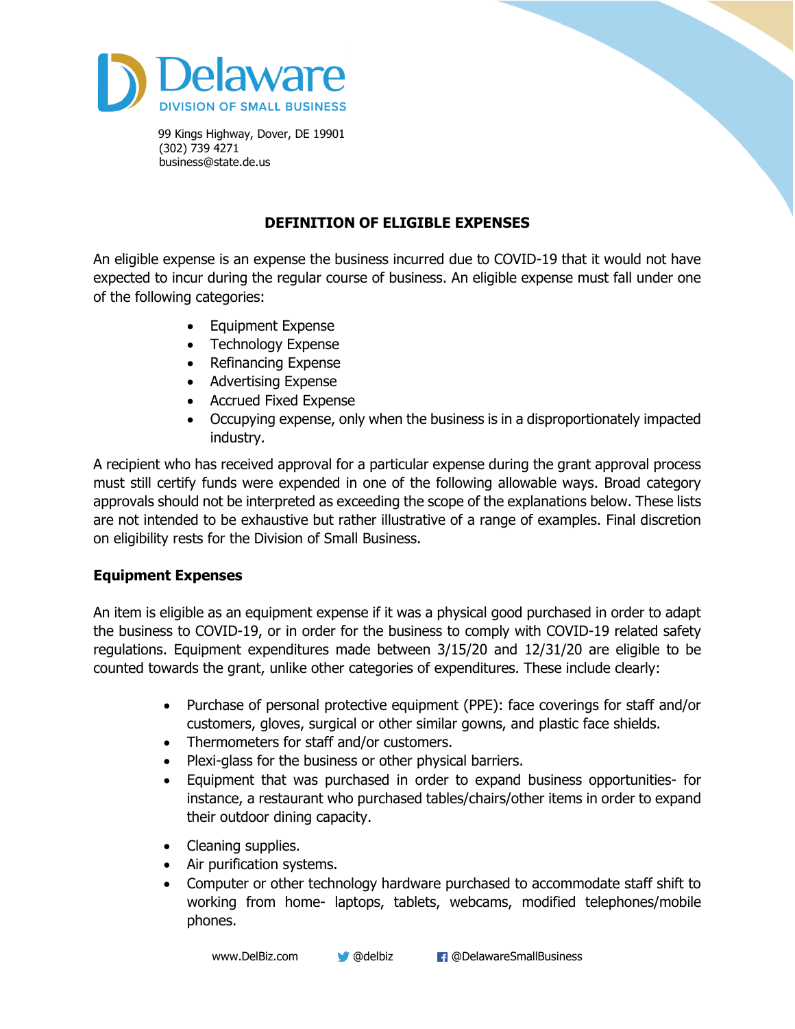# Delaware

DIVISION OF SMALL BUSINESS

99 Kings Highway, Dover, DE 19901
(302) 739 4271
business@state.de.us

## DEFINITION OF ELIGIBLE EXPENSES

An eligible expense is an expense the business incurred due to COVID-19 that it would not have expected to incur during the regular course of business. An eligible expense must fall under one of the following categories:

- Equipment Expense
- Technology Expense
- Refinancing Expense
- Advertising Expense
- Accrued Fixed Expense
- Occupying expense, only when the business is in a disproportionately impacted industry.

A recipient who has received approval for a particular expense during the grant approval process must still certify funds were expended in one of the following allowable ways. Broad category approvals should not be interpreted as exceeding the scope of the explanations below. These lists are not intended to be exhaustive but rather illustrative of a range of examples. Final discretion on eligibility rests for the Division of Small Business.

### Equipment Expenses

An item is eligible as an equipment expense if it was a physical good purchased in order to adapt the business to COVID-19, or in order for the business to comply with COVID-19 related safety regulations. Equipment expenditures made between 3/15/20 and 12/31/20 are eligible to be counted towards the grant, unlike other categories of expenditures. These include clearly:

- Purchase of personal protective equipment (PPE): face coverings for staff and/or customers, gloves, surgical or other similar gowns, and plastic face shields.
- Thermometers for staff and/or customers.
- Plexi-glass for the business or other physical barriers.
- Equipment that was purchased in order to expand business opportunities- for instance, a restaurant who purchased tables/chairs/other items in order to expand their outdoor dining capacity.
- Cleaning supplies.
- Air purification systems.
- Computer or other technology hardware purchased to accommodate staff shift to working from home- laptops, tablets, webcams, modified telephones/mobile phones.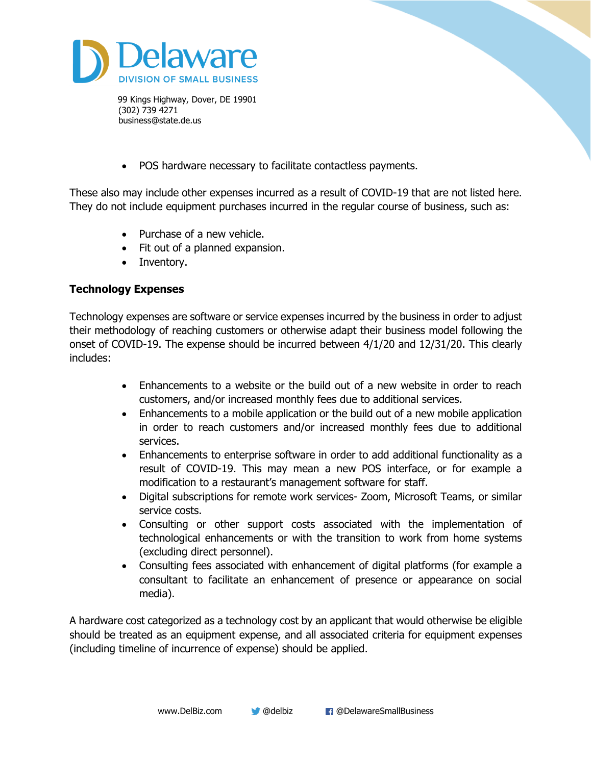- POS hardware necessary to facilitate contactless payments.

These also may include other expenses incurred as a result of COVID-19 that are not listed here. They do not include equipment purchases incurred in the regular course of business, such as:

- Purchase of a new vehicle.
- Fit out of a planned expansion.
- Inventory.

**Technology Expenses**

Technology expenses are software or service expenses incurred by the business in order to adjust their methodology of reaching customers or otherwise adapt their business model following the onset of COVID-19. The expense should be incurred between 4/1/20 and 12/31/20. This clearly includes:

- Enhancements to a website or the build out of a new website in order to reach customers, and/or increased monthly fees due to additional services.
- Enhancements to a mobile application or the build out of a new mobile application in order to reach customers and/or increased monthly fees due to additional services.
- Enhancements to enterprise software in order to add additional functionality as a result of COVID-19. This may mean a new POS interface, or for example a modification to a restaurant's management software for staff.
- Digital subscriptions for remote work services- Zoom, Microsoft Teams, or similar service costs.
- Consulting or other support costs associated with the implementation of technological enhancements or with the transition to work from home systems (excluding direct personnel).
- Consulting fees associated with enhancement of digital platforms (for example a consultant to facilitate an enhancement of presence or appearance on social media).

A hardware cost categorized as a technology cost by an applicant that would otherwise be eligible should be treated as an equipment expense, and all associated criteria for equipment expenses (including timeline of incurrence of expense) should be applied.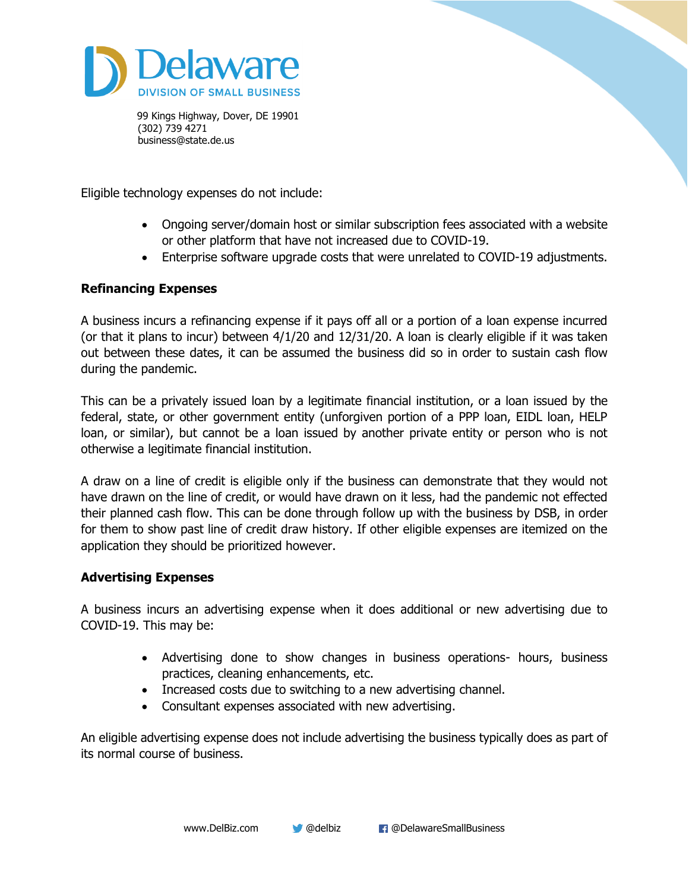Eligible technology expenses do not include:

- Ongoing server/domain host or similar subscription fees associated with a website or other platform that have not increased due to COVID-19.
- Enterprise software upgrade costs that were unrelated to COVID-19 adjustments.

**Refinancing Expenses**

A business incurs a refinancing expense if it pays off all or a portion of a loan expense incurred (or that it plans to incur) between 4/1/20 and 12/31/20. A loan is clearly eligible if it was taken out between these dates, it can be assumed the business did so in order to sustain cash flow during the pandemic.

This can be a privately issued loan by a legitimate financial institution, or a loan issued by the federal, state, or other government entity (unforgiven portion of a PPP loan, EIDL loan, HELP loan, or similar), but cannot be a loan issued by another private entity or person who is not otherwise a legitimate financial institution.

A draw on a line of credit is eligible only if the business can demonstrate that they would not have drawn on the line of credit, or would have drawn on it less, had the pandemic not effected their planned cash flow. This can be done through follow up with the business by DSB, in order for them to show past line of credit draw history. If other eligible expenses are itemized on the application they should be prioritized however.

**Advertising Expenses**

A business incurs an advertising expense when it does additional or new advertising due to COVID-19. This may be:

- Advertising done to show changes in business operations- hours, business practices, cleaning enhancements, etc.
- Increased costs due to switching to a new advertising channel.
- Consultant expenses associated with new advertising.

An eligible advertising expense does not include advertising the business typically does as part of its normal course of business.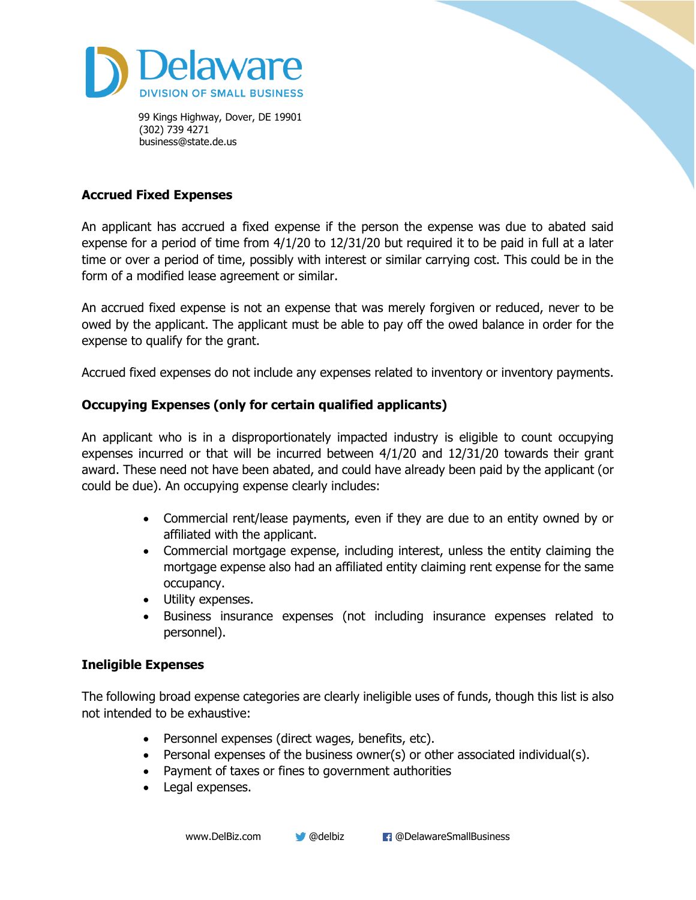## Accrued Fixed Expenses

An applicant has accrued a fixed expense if the person the expense was due to abated said expense for a period of time from 4/1/20 to 12/31/20 but required it to be paid in full at a later time or over a period of time, possibly with interest or similar carrying cost. This could be in the form of a modified lease agreement or similar.

An accrued fixed expense is not an expense that was merely forgiven or reduced, never to be owed by the applicant. The applicant must be able to pay off the owed balance in order for the expense to qualify for the grant.

Accrued fixed expenses do not include any expenses related to inventory or inventory payments.

## Occupying Expenses (only for certain qualified applicants)

An applicant who is in a disproportionately impacted industry is eligible to count occupying expenses incurred or that will be incurred between 4/1/20 and 12/31/20 towards their grant award. These need not have been abated, and could have already been paid by the applicant (or could be due). An occupying expense clearly includes:

- Commercial rent/lease payments, even if they are due to an entity owned by or affiliated with the applicant.
- Commercial mortgage expense, including interest, unless the entity claiming the mortgage expense also had an affiliated entity claiming rent expense for the same occupancy.
- Utility expenses.
- Business insurance expenses (not including insurance expenses related to personnel).

## Ineligible Expenses

The following broad expense categories are clearly ineligible uses of funds, though this list is also not intended to be exhaustive:

- Personnel expenses (direct wages, benefits, etc).
- Personal expenses of the business owner(s) or other associated individual(s).
- Payment of taxes or fines to government authorities
- Legal expenses.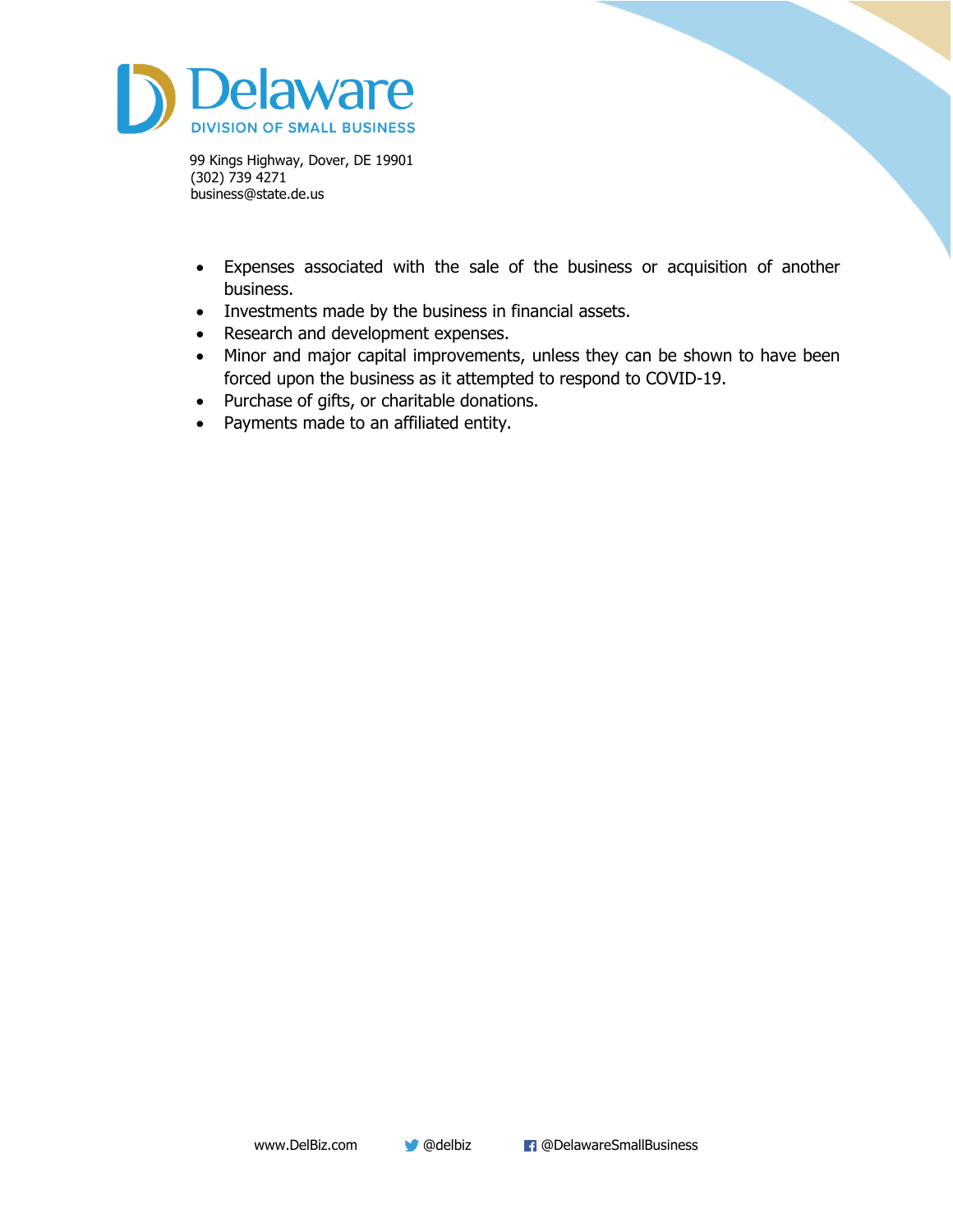- Expenses associated with the sale of the business or acquisition of another business.
- Investments made by the business in financial assets.
- Research and development expenses.
- Minor and major capital improvements, unless they can be shown to have been forced upon the business as it attempted to respond to COVID-19.
- Purchase of gifts, or charitable donations.
- Payments made to an affiliated entity.